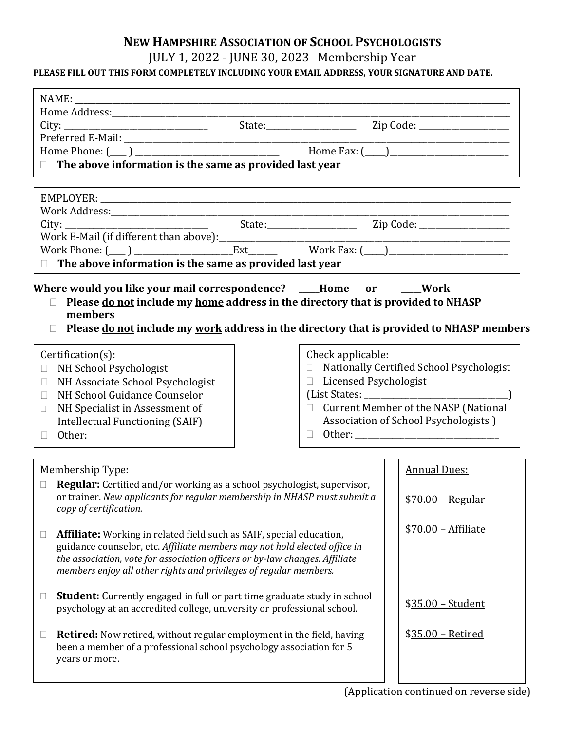# NEW HAMPSHIRE ASSOCIATION OF SCHOOL PSYCHOLOGISTS

JULY 1, 2022 - JUNE 30, 2023 Membership Year

**PLEASE FILL OUT THIS FORM COMPLETELY INCLUDING YOUR EMAIL ADDRESS, YOUR SIGNATURE AND DATE.**

NAME: ______________________________________________

Home Address:______________________________________________

City: ______________________ State:______________ Zip Code: ______________

Preferred E-Mail: ______________________________________________

Home Phone: (____ ) ______________________ Home Fax: (_____)______________________

☐ **The above information is the same as provided last year**

EMPLOYER: ______________________________________________

Work Address:______________________________________________

City: ______________________ State:______________ Zip Code: ______________

Work E-Mail (if different than above):______________________________________________

Work Phone: (____ ) ________________Ext______ Work Fax: (_____)______________________

☐ **The above information is the same as provided last year**

**Where would you like your mail correspondence? _____Home or _____Work**

- ☐ **Please <u>do not</u> include my <u>home</u> address in the directory that is provided to NHASP members**
- ☐ **Please <u>do not</u> include my <u>work</u> address in the directory that is provided to NHASP members**

Certification(s):

- ☐ NH School Psychologist
- ☐ NH Associate School Psychologist
- ☐ NH School Guidance Counselor
- ☐ NH Specialist in Assessment of Intellectual Functioning (SAIF)
- ☐ Other:

Check applicable:

- ☐ Nationally Certified School Psychologist
- ☐ Licensed Psychologist

(List States: ______________________)

- ☐ Current Member of the NASP (National Association of School Psychologists )
- ☐ Other: ______________________

Membership Type:

- ☐ **Regular:** Certified and/or working as a school psychologist, supervisor, or trainer. *New applicants for regular membership in NHASP must submit a copy of certification.*
- ☐ **Affiliate:** Working in related field such as SAIF, special education, guidance counselor, etc. *Affiliate members may not hold elected office in the association, vote for association officers or by-law changes. Affiliate members enjoy all other rights and privileges of regular members.*
- ☐ **Student:** Currently engaged in full or part time graduate study in school psychology at an accredited college, university or professional school.
- ☐ **Retired:** Now retired, without regular employment in the field, having been a member of a professional school psychology association for 5 years or more.

<u>Annual Dues:</u>

$<u>70.00 – Regular</u>

$<u>70.00 – Affiliate</u>

$<u>35.00 – Student</u>

$<u>35.00 – Retired</u>

(Application continued on reverse side)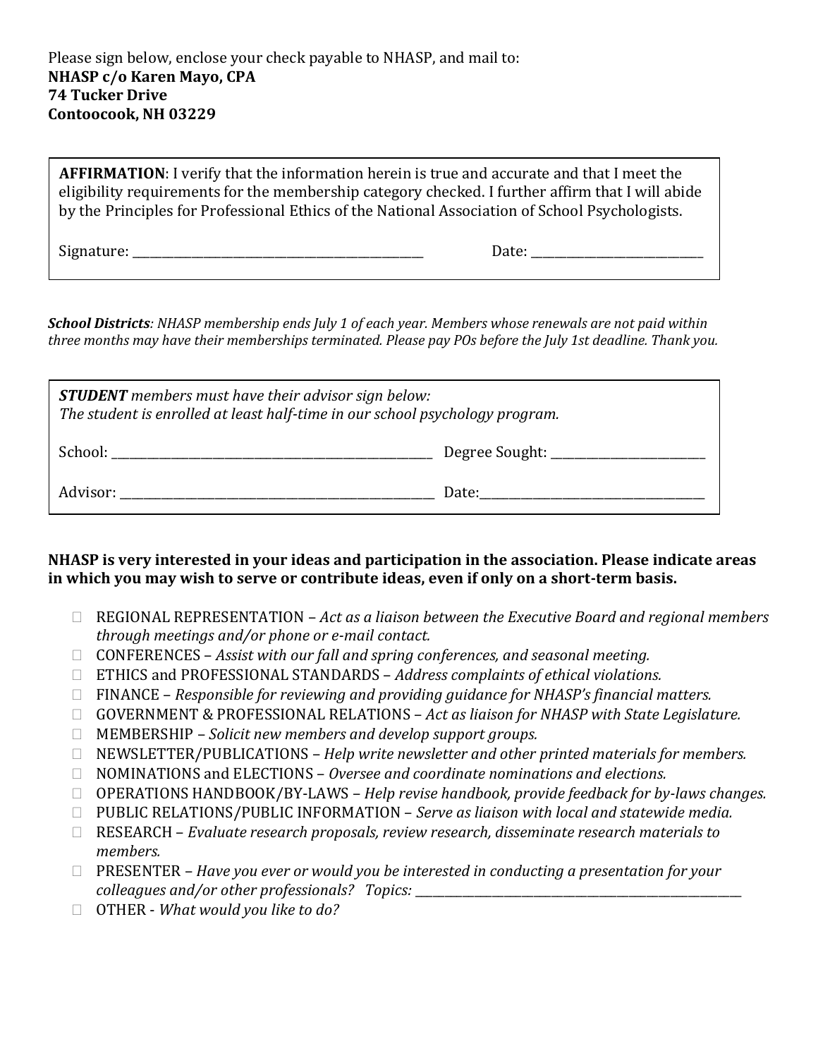Please sign below, enclose your check payable to NHASP, and mail to:
**NHASP c/o Karen Mayo, CPA**
**74 Tucker Drive**
**Contoocook, NH 03229**

**AFFIRMATION**: I verify that the information herein is true and accurate and that I meet the eligibility requirements for the membership category checked. I further affirm that I will abide by the Principles for Professional Ethics of the National Association of School Psychologists.

Signature: ________________________________________ Date: ________________________

***School Districts****: NHASP membership ends July 1 of each year. Members whose renewals are not paid within three months may have their memberships terminated. Please pay POs before the July 1st deadline. Thank you.*

***STUDENT*** *members must have their advisor sign below:*
*The student is enrolled at least half-time in our school psychology program.*

School: ____________________________________________ Degree Sought: ______________________

Advisor: ___________________________________________ Date: ________________________________

**NHASP is very interested in your ideas and participation in the association. Please indicate areas in which you may wish to serve or contribute ideas, even if only on a short-term basis.**

- ☐ REGIONAL REPRESENTATION – *Act as a liaison between the Executive Board and regional members through meetings and/or phone or e-mail contact.*
- ☐ CONFERENCES – *Assist with our fall and spring conferences, and seasonal meeting.*
- ☐ ETHICS and PROFESSIONAL STANDARDS – *Address complaints of ethical violations.*
- ☐ FINANCE – *Responsible for reviewing and providing guidance for NHASP's financial matters.*
- ☐ GOVERNMENT & PROFESSIONAL RELATIONS – *Act as liaison for NHASP with State Legislature.*
- ☐ MEMBERSHIP – *Solicit new members and develop support groups.*
- ☐ NEWSLETTER/PUBLICATIONS – *Help write newsletter and other printed materials for members.*
- ☐ NOMINATIONS and ELECTIONS – *Oversee and coordinate nominations and elections.*
- ☐ OPERATIONS HANDBOOK/BY-LAWS – *Help revise handbook, provide feedback for by-laws changes.*
- ☐ PUBLIC RELATIONS/PUBLIC INFORMATION – *Serve as liaison with local and statewide media.*
- ☐ RESEARCH – *Evaluate research proposals, review research, disseminate research materials to members.*
- ☐ PRESENTER – *Have you ever or would you be interested in conducting a presentation for your colleagues and/or other professionals? Topics:* ______________________________________________
- ☐ OTHER - *What would you like to do?*